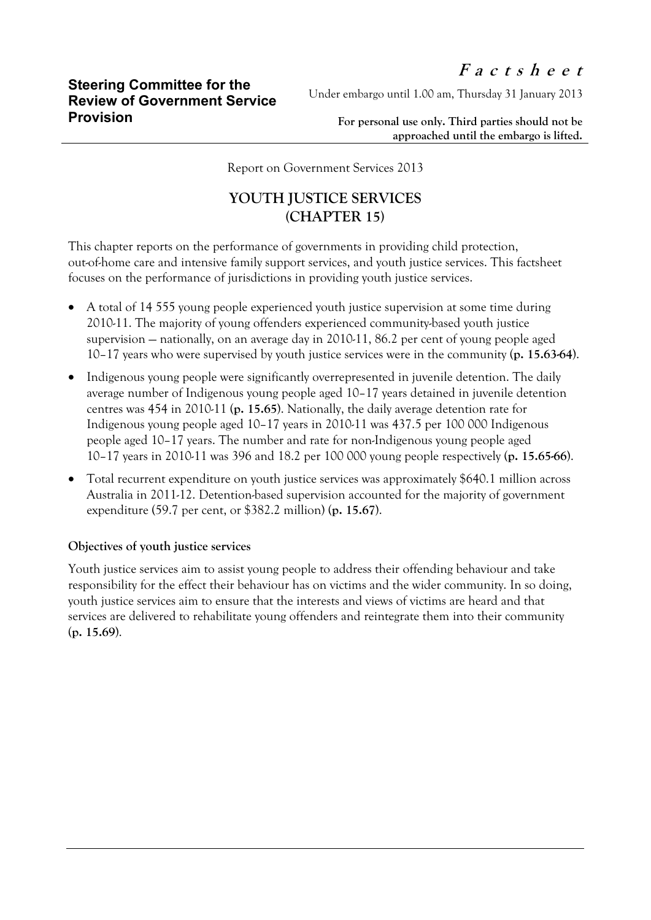**Steering Committee for the Review of Government Service Provision**

***F a c t s h e e t***

Under embargo until 1.00 am, Thursday 31 January 2013

**For personal use only. Third parties should not be approached until the embargo is lifted.**

Report on Government Services 2013

# YOUTH JUSTICE SERVICES (CHAPTER 15)

This chapter reports on the performance of governments in providing child protection, out-of-home care and intensive family support services, and youth justice services. This factsheet focuses on the performance of jurisdictions in providing youth justice services.

- A total of 14 555 young people experienced youth justice supervision at some time during 2010-11. The majority of young offenders experienced community-based youth justice supervision — nationally, on an average day in 2010-11, 86.2 per cent of young people aged 10–17 years who were supervised by youth justice services were in the community **(p. 15.63-64)**.
- Indigenous young people were significantly overrepresented in juvenile detention. The daily average number of Indigenous young people aged 10–17 years detained in juvenile detention centres was 454 in 2010-11 **(p. 15.65)**. Nationally, the daily average detention rate for Indigenous young people aged 10–17 years in 2010-11 was 437.5 per 100 000 Indigenous people aged 10–17 years. The number and rate for non-Indigenous young people aged 10–17 years in 2010-11 was 396 and 18.2 per 100 000 young people respectively **(p. 15.65-66)**.
- Total recurrent expenditure on youth justice services was approximately $640.1 million across Australia in 2011-12. Detention-based supervision accounted for the majority of government expenditure (59.7 per cent, or $382.2 million) **(p. 15.67)**.

### Objectives of youth justice services

Youth justice services aim to assist young people to address their offending behaviour and take responsibility for the effect their behaviour has on victims and the wider community. In so doing, youth justice services aim to ensure that the interests and views of victims are heard and that services are delivered to rehabilitate young offenders and reintegrate them into their community **(p. 15.69)**.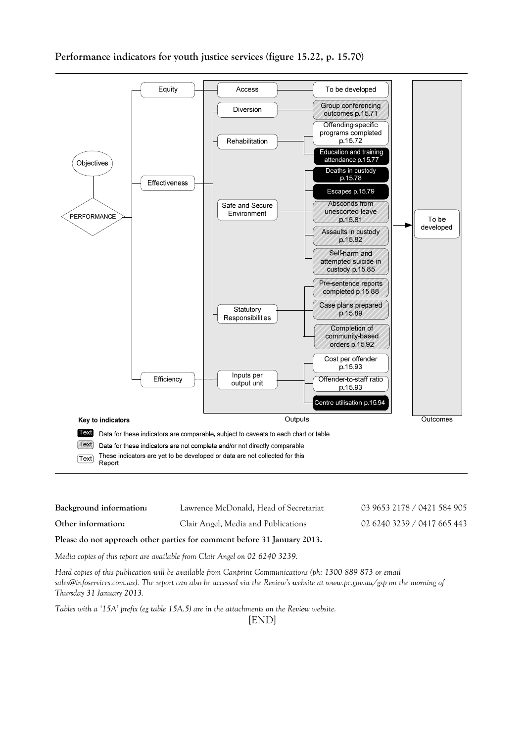**Performance indicators for youth justice services (figure 15.22, p. 15.70)**

Objectives

PERFORMANCE

Equity

Access

To be developed

Effectiveness

Diversion

Group conferencing outcomes p.15.71

Rehabilitation

Offending-specific programs completed p.15.72

Education and training attendance p.15.77

Safe and Secure Environment

Deaths in custody p.15.78

Escapes p.15.79

Absconds from unescorted leave p.15.81

Assaults in custody p.15.82

Self-harm and attempted suicide in custody p.15.85

Statutory Responsibilities

Pre-sentence reports completed p.15.88

Case plans prepared p.15.89

Completion of community-based orders p.15.92

Efficiency

Inputs per output unit

Cost per offender p.15.93

Offender-to-staff ratio p.15.93

Centre utilisation p.15.94

Outputs

To be developed

Outcomes

**Key to indicators**

Text — Data for these indicators are comparable, subject to caveats to each chart or table

Text — Data for these indicators are not complete and/or not directly comparable

Text — These indicators are yet to be developed or data are not collected for this Report

| | | |
|---|---|---|
| **Background information:** | Lawrence McDonald, Head of Secretariat | 03 9653 2178 / 0421 584 905 |
| **Other information:** | Clair Angel, Media and Publications | 02 6240 3239 / 0417 665 443 |

**Please do not approach other parties for comment before 31 January 2013.**

*Media copies of this report are available from Clair Angel on 02 6240 3239.*

*Hard copies of this publication will be available from Canprint Communications (ph: 1300 889 873 or email sales@infoservices.com.au). The report can also be accessed via the Review's website at www.pc.gov.au/gsp on the morning of Thursday 31 January 2013.*

*Tables with a '15A' prefix (eg table 15A.5) are in the attachments on the Review website.*

[END]